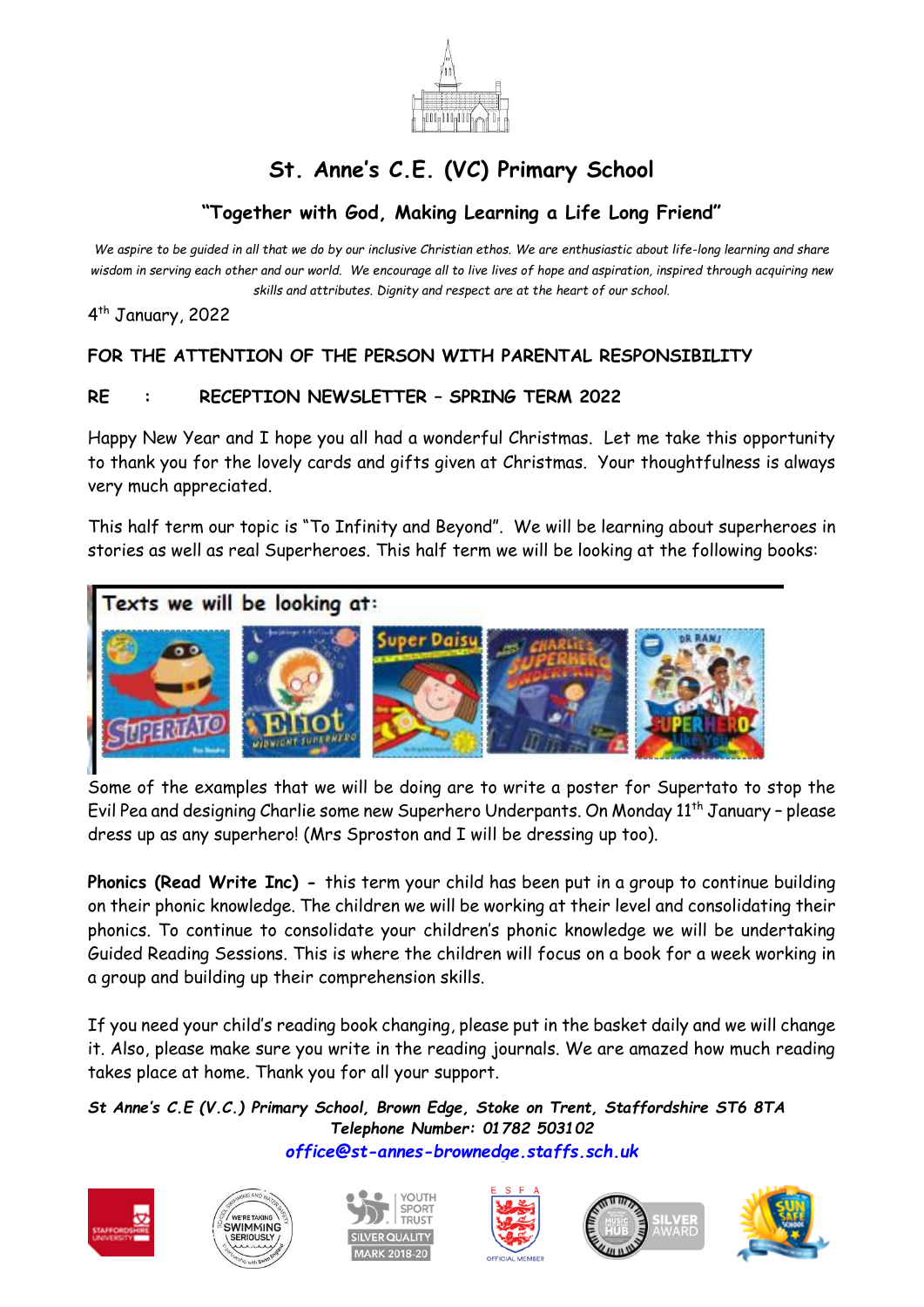# St. Anne's C.E. (VC) Primary School

## "Together with God, Making Learning a Life Long Friend"

*We aspire to be guided in all that we do by our inclusive Christian ethos. We are enthusiastic about life-long learning and share wisdom in serving each other and our world. We encourage all to live lives of hope and aspiration, inspired through acquiring new skills and attributes. Dignity and respect are at the heart of our school.*

4th January, 2022

**FOR THE ATTENTION OF THE PERSON WITH PARENTAL RESPONSIBILITY**

**RE : RECEPTION NEWSLETTER – SPRING TERM 2022**

Happy New Year and I hope you all had a wonderful Christmas. Let me take this opportunity to thank you for the lovely cards and gifts given at Christmas. Your thoughtfulness is always very much appreciated.

This half term our topic is "To Infinity and Beyond". We will be learning about superheroes in stories as well as real Superheroes. This half term we will be looking at the following books:

**Texts we will be looking at:**

Some of the examples that we will be doing are to write a poster for Supertato to stop the Evil Pea and designing Charlie some new Superhero Underpants. On Monday 11th January – please dress up as any superhero! (Mrs Sproston and I will be dressing up too).

**Phonics (Read Write Inc) -** this term your child has been put in a group to continue building on their phonic knowledge. The children we will be working at their level and consolidating their phonics. To continue to consolidate your children's phonic knowledge we will be undertaking Guided Reading Sessions. This is where the children will focus on a book for a week working in a group and building up their comprehension skills.

If you need your child's reading book changing, please put in the basket daily and we will change it. Also, please make sure you write in the reading journals. We are amazed how much reading takes place at home. Thank you for all your support.

***St Anne's C.E (V.C.) Primary School, Brown Edge, Stoke on Trent, Staffordshire ST6 8TA***
***Telephone Number: 01782 503102***
***office@st-annes-brownedge.staffs.sch.uk***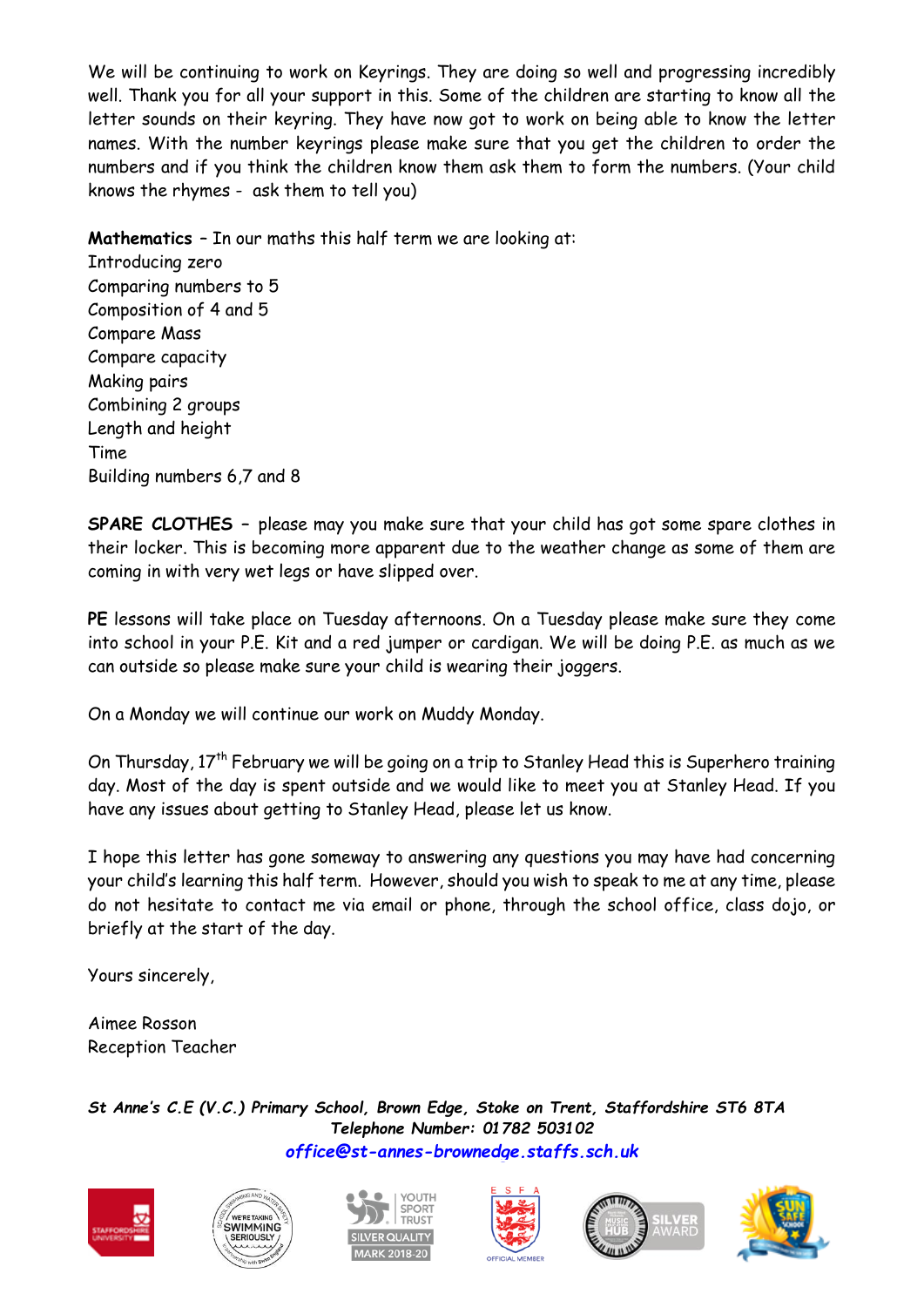We will be continuing to work on Keyrings. They are doing so well and progressing incredibly well. Thank you for all your support in this. Some of the children are starting to know all the letter sounds on their keyring. They have now got to work on being able to know the letter names. With the number keyrings please make sure that you get the children to order the numbers and if you think the children know them ask them to form the numbers. (Your child knows the rhymes - ask them to tell you)

**Mathematics** – In our maths this half term we are looking at:
Introducing zero
Comparing numbers to 5
Composition of 4 and 5
Compare Mass
Compare capacity
Making pairs
Combining 2 groups
Length and height
Time
Building numbers 6,7 and 8

**SPARE CLOTHES** – please may you make sure that your child has got some spare clothes in their locker. This is becoming more apparent due to the weather change as some of them are coming in with very wet legs or have slipped over.

**PE** lessons will take place on Tuesday afternoons. On a Tuesday please make sure they come into school in your P.E. Kit and a red jumper or cardigan. We will be doing P.E. as much as we can outside so please make sure your child is wearing their joggers.

On a Monday we will continue our work on Muddy Monday.

On Thursday, 17th February we will be going on a trip to Stanley Head this is Superhero training day. Most of the day is spent outside and we would like to meet you at Stanley Head. If you have any issues about getting to Stanley Head, please let us know.

I hope this letter has gone someway to answering any questions you may have had concerning your child's learning this half term. However, should you wish to speak to me at any time, please do not hesitate to contact me via email or phone, through the school office, class dojo, or briefly at the start of the day.

Yours sincerely,

Aimee Rosson
Reception Teacher

***St Anne's C.E (V.C.) Primary School, Brown Edge, Stoke on Trent, Staffordshire ST6 8TA***
***Telephone Number: 01782 503102***
***office@st-annes-brownedge.staffs.sch.uk***